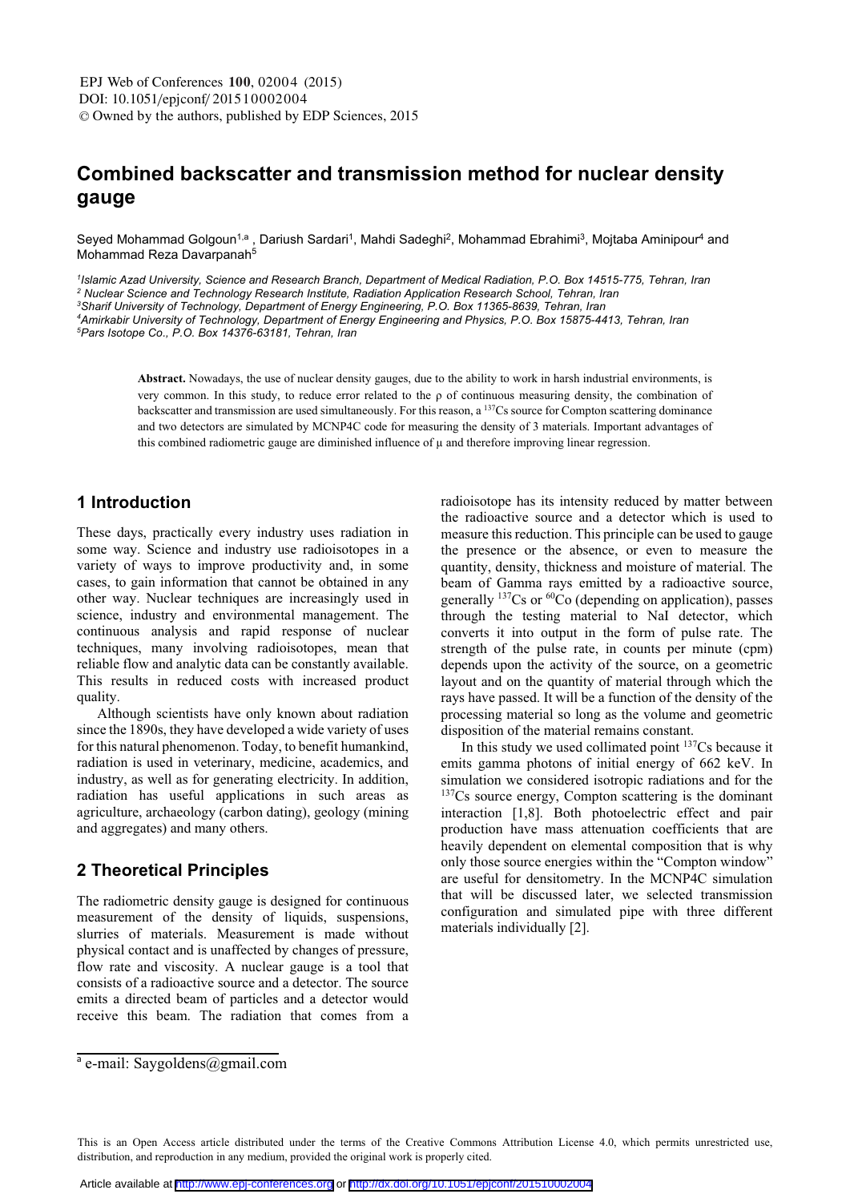# Combined backscatter and transmission method for nuclear density gauge

Seyed Mohammad Golgoun[1,a], Dariush Sardari[1], Mahdi Sadeghi[2], Mohammad Ebrahimi[3], Mojtaba Aminipour[4] and Mohammad Reza Davarpanah[5]

[1]*Islamic Azad University, Science and Research Branch, Department of Medical Radiation, P.O. Box 14515-775, Tehran, Iran*
[2]*Nuclear Science and Technology Research Institute, Radiation Application Research School, Tehran, Iran*
[3]*Sharif University of Technology, Department of Energy Engineering, P.O. Box 11365-8639, Tehran, Iran*
[4]*Amirkabir University of Technology, Department of Energy Engineering and Physics, P.O. Box 15875-4413, Tehran, Iran*
[5]*Pars Isotope Co., P.O. Box 14376-63181, Tehran, Iran*

**Abstract.** Nowadays, the use of nuclear density gauges, due to the ability to work in harsh industrial environments, is very common. In this study, to reduce error related to the ρ of continuous measuring density, the combination of backscatter and transmission are used simultaneously. For this reason, a $^{137}$Cs source for Compton scattering dominance and two detectors are simulated by MCNP4C code for measuring the density of 3 materials. Important advantages of this combined radiometric gauge are diminished influence of μ and therefore improving linear regression.

## 1 Introduction

These days, practically every industry uses radiation in some way. Science and industry use radioisotopes in a variety of ways to improve productivity and, in some cases, to gain information that cannot be obtained in any other way. Nuclear techniques are increasingly used in science, industry and environmental management. The continuous analysis and rapid response of nuclear techniques, many involving radioisotopes, mean that reliable flow and analytic data can be constantly available. This results in reduced costs with increased product quality.

Although scientists have only known about radiation since the 1890s, they have developed a wide variety of uses for this natural phenomenon. Today, to benefit humankind, radiation is used in veterinary, medicine, academics, and industry, as well as for generating electricity. In addition, radiation has useful applications in such areas as agriculture, archaeology (carbon dating), geology (mining and aggregates) and many others.

## 2 Theoretical Principles

The radiometric density gauge is designed for continuous measurement of the density of liquids, suspensions, slurries of materials. Measurement is made without physical contact and is unaffected by changes of pressure, flow rate and viscosity. A nuclear gauge is a tool that consists of a radioactive source and a detector. The source emits a directed beam of particles and a detector would receive this beam. The radiation that comes from a radioisotope has its intensity reduced by matter between the radioactive source and a detector which is used to measure this reduction. This principle can be used to gauge the presence or the absence, or even to measure the quantity, density, thickness and moisture of material. The beam of Gamma rays emitted by a radioactive source, generally $^{137}$Cs or $^{60}$Co (depending on application), passes through the testing material to NaI detector, which converts it into output in the form of pulse rate. The strength of the pulse rate, in counts per minute (cpm) depends upon the activity of the source, on a geometric layout and on the quantity of material through which the rays have passed. It will be a function of the density of the processing material so long as the volume and geometric disposition of the material remains constant.

In this study we used collimated point $^{137}$Cs because it emits gamma photons of initial energy of 662 keV. In simulation we considered isotropic radiations and for the $^{137}$Cs source energy, Compton scattering is the dominant interaction [1,8]. Both photoelectric effect and pair production have mass attenuation coefficients that are heavily dependent on elemental composition that is why only those source energies within the "Compton window" are useful for densitometry. In the MCNP4C simulation that will be discussed later, we selected transmission configuration and simulated pipe with three different materials individually [2].

[a] e-mail: Saygoldens@gmail.com

This is an Open Access article distributed under the terms of the Creative Commons Attribution License 4.0, which permits unrestricted use, distribution, and reproduction in any medium, provided the original work is properly cited.

Article available at http://www.epj-conferences.org or http://dx.doi.org/10.1051/epjconf/201510002004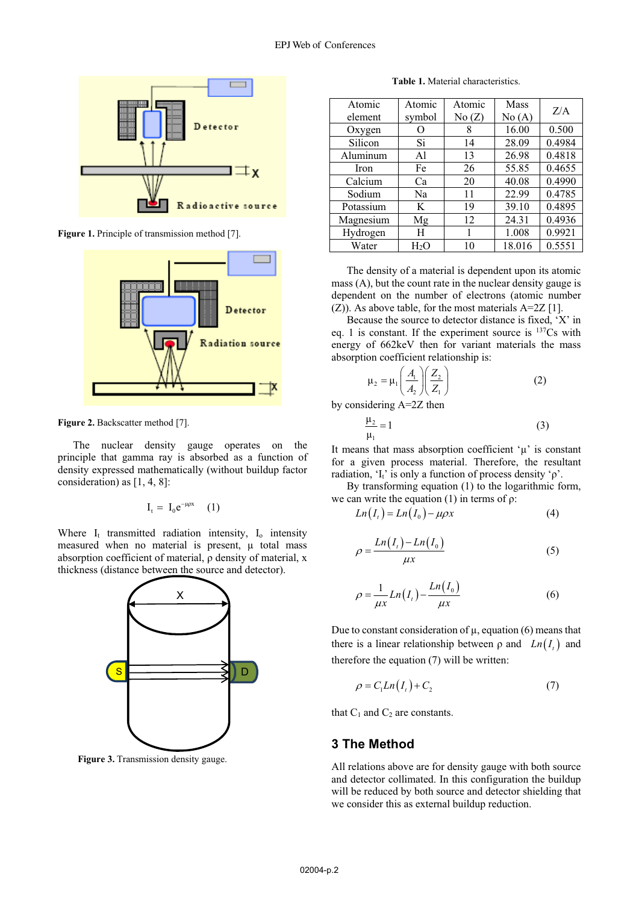Figure 1. Principle of transmission method [7].

Figure 2. Backscatter method [7].

The nuclear density gauge operates on the principle that gamma ray is absorbed as a function of density expressed mathematically (without buildup factor consideration) as [1, 4, 8]:

$$I_t = I_0 e^{-\mu \rho x} \quad (1)$$

Where $I_t$ transmitted radiation intensity, $I_o$ intensity measured when no material is present, $\mu$ total mass absorption coefficient of material, $\rho$ density of material, x thickness (distance between the source and detector).

Figure 3. Transmission density gauge.

**Table 1.** Material characteristics.

| Atomic element | Atomic symbol | Atomic No (Z) | Mass No (A) | Z/A |
|---|---|---|---|---|
| Oxygen | O | 8 | 16.00 | 0.500 |
| Silicon | Si | 14 | 28.09 | 0.4984 |
| Aluminum | Al | 13 | 26.98 | 0.4818 |
| Iron | Fe | 26 | 55.85 | 0.4655 |
| Calcium | Ca | 20 | 40.08 | 0.4990 |
| Sodium | Na | 11 | 22.99 | 0.4785 |
| Potassium | K | 19 | 39.10 | 0.4895 |
| Magnesium | Mg | 12 | 24.31 | 0.4936 |
| Hydrogen | H | 1 | 1.008 | 0.9921 |
| Water | $H_2O$ | 10 | 18.016 | 0.5551 |

The density of a material is dependent upon its atomic mass (A), but the count rate in the nuclear density gauge is dependent on the number of electrons (atomic number (Z)). As above table, for the most materials A=2Z [1].

Because the source to detector distance is fixed, 'X' in eq. 1 is constant. If the experiment source is $^{137}Cs$ with energy of 662keV then for variant materials the mass absorption coefficient relationship is:

$$\mu_2 = \mu_1 \left(\frac{A_1}{A_2}\right)\left(\frac{Z_2}{Z_1}\right) \quad (2)$$

by considering A=2Z then

$$\frac{\mu_2}{\mu_1} = 1 \quad (3)$$

It means that mass absorption coefficient '$\mu$' is constant for a given process material. Therefore, the resultant radiation, '$I_t$' is only a function of process density '$\rho$'.

By transforming equation (1) to the logarithmic form, we can write the equation (1) in terms of $\rho$:

$$Ln(I_t) = Ln(I_0) - \mu \rho x \quad (4)$$

$$\rho = \frac{Ln(I_t) - Ln(I_0)}{\mu x} \quad (5)$$

$$\rho = \frac{1}{\mu x} Ln(I_t) - \frac{Ln(I_0)}{\mu x} \quad (6)$$

Due to constant consideration of $\mu$, equation (6) means that there is a linear relationship between $\rho$ and $Ln(I_t)$ and therefore the equation (7) will be written:

$$\rho = C_1 Ln(I_t) + C_2 \quad (7)$$

that $C_1$ and $C_2$ are constants.

## 3 The Method

All relations above are for density gauge with both source and detector collimated. In this configuration the buildup will be reduced by both source and detector shielding that we consider this as external buildup reduction.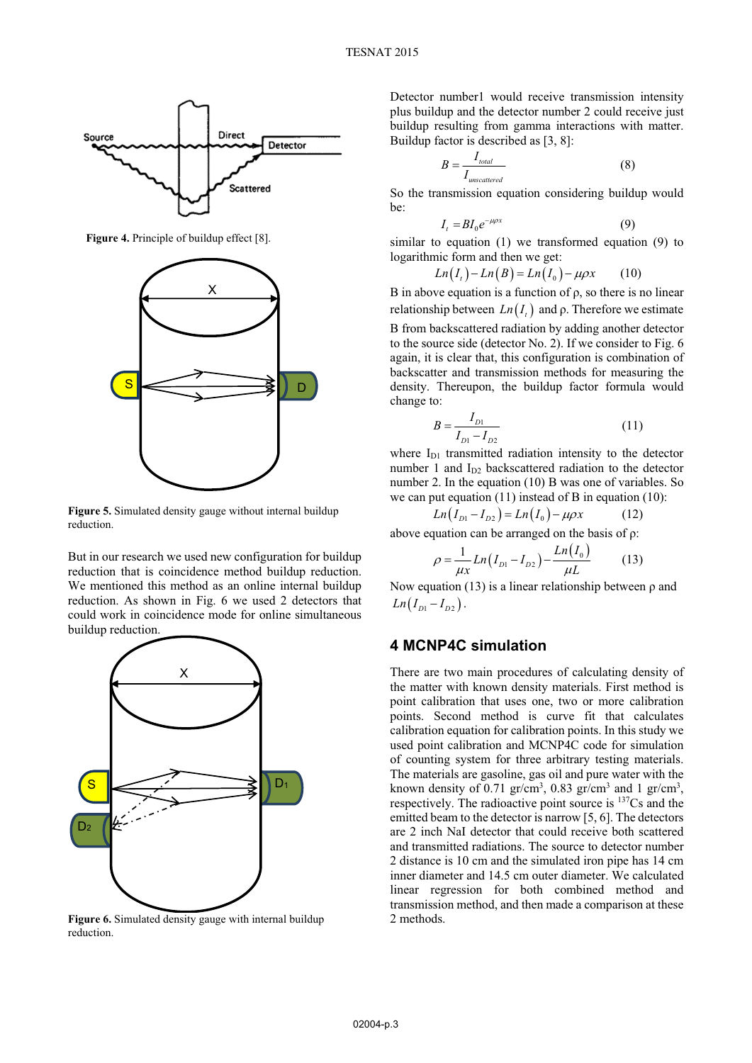Figure 4. Principle of buildup effect [8].

Figure 5. Simulated density gauge without internal buildup reduction.

But in our research we used new configuration for buildup reduction that is coincidence method buildup reduction. We mentioned this method as an online internal buildup reduction. As shown in Fig. 6 we used 2 detectors that could work in coincidence mode for online simultaneous buildup reduction.

Figure 6. Simulated density gauge with internal buildup reduction.

Detector number1 would receive transmission intensity plus buildup and the detector number 2 could receive just buildup resulting from gamma interactions with matter. Buildup factor is described as [3, 8]:

$$B = \frac{I_{total}}{I_{unscattered}} \tag{8}$$

So the transmission equation considering buildup would be:

$$I_t = B I_0 e^{-\mu\rho x} \tag{9}$$

similar to equation (1) we transformed equation (9) to logarithmic form and then we get:

$$Ln(I_t) - Ln(B) = Ln(I_0) - \mu\rho x \tag{10}$$

B in above equation is a function of ρ, so there is no linear relationship between $Ln(I_t)$ and ρ. Therefore we estimate B from backscattered radiation by adding another detector to the source side (detector No. 2). If we consider to Fig. 6 again, it is clear that, this configuration is combination of backscatter and transmission methods for measuring the density. Thereupon, the buildup factor formula would change to:

$$B = \frac{I_{D1}}{I_{D1} - I_{D2}} \tag{11}$$

where $I_{D1}$ transmitted radiation intensity to the detector number 1 and $I_{D2}$ backscattered radiation to the detector number 2. In the equation (10) B was one of variables. So we can put equation (11) instead of B in equation (10):

$$Ln(I_{D1} - I_{D2}) = Ln(I_0) - \mu\rho x \tag{12}$$

above equation can be arranged on the basis of ρ:

$$\rho = \frac{1}{\mu x} Ln(I_{D1} - I_{D2}) - \frac{Ln(I_0)}{\mu L} \tag{13}$$

Now equation (13) is a linear relationship between ρ and $Ln(I_{D1} - I_{D2})$.

## 4 MCNP4C simulation

There are two main procedures of calculating density of the matter with known density materials. First method is point calibration that uses one, two or more calibration points. Second method is curve fit that calculates calibration equation for calibration points. In this study we used point calibration and MCNP4C code for simulation of counting system for three arbitrary testing materials. The materials are gasoline, gas oil and pure water with the known density of 0.71 gr/cm$^3$, 0.83 gr/cm$^3$ and 1 gr/cm$^3$, respectively. The radioactive point source is $^{137}$Cs and the emitted beam to the detector is narrow [5, 6]. The detectors are 2 inch NaI detector that could receive both scattered and transmitted radiations. The source to detector number 2 distance is 10 cm and the simulated iron pipe has 14 cm inner diameter and 14.5 cm outer diameter. We calculated linear regression for both combined method and transmission method, and then made a comparison at these 2 methods.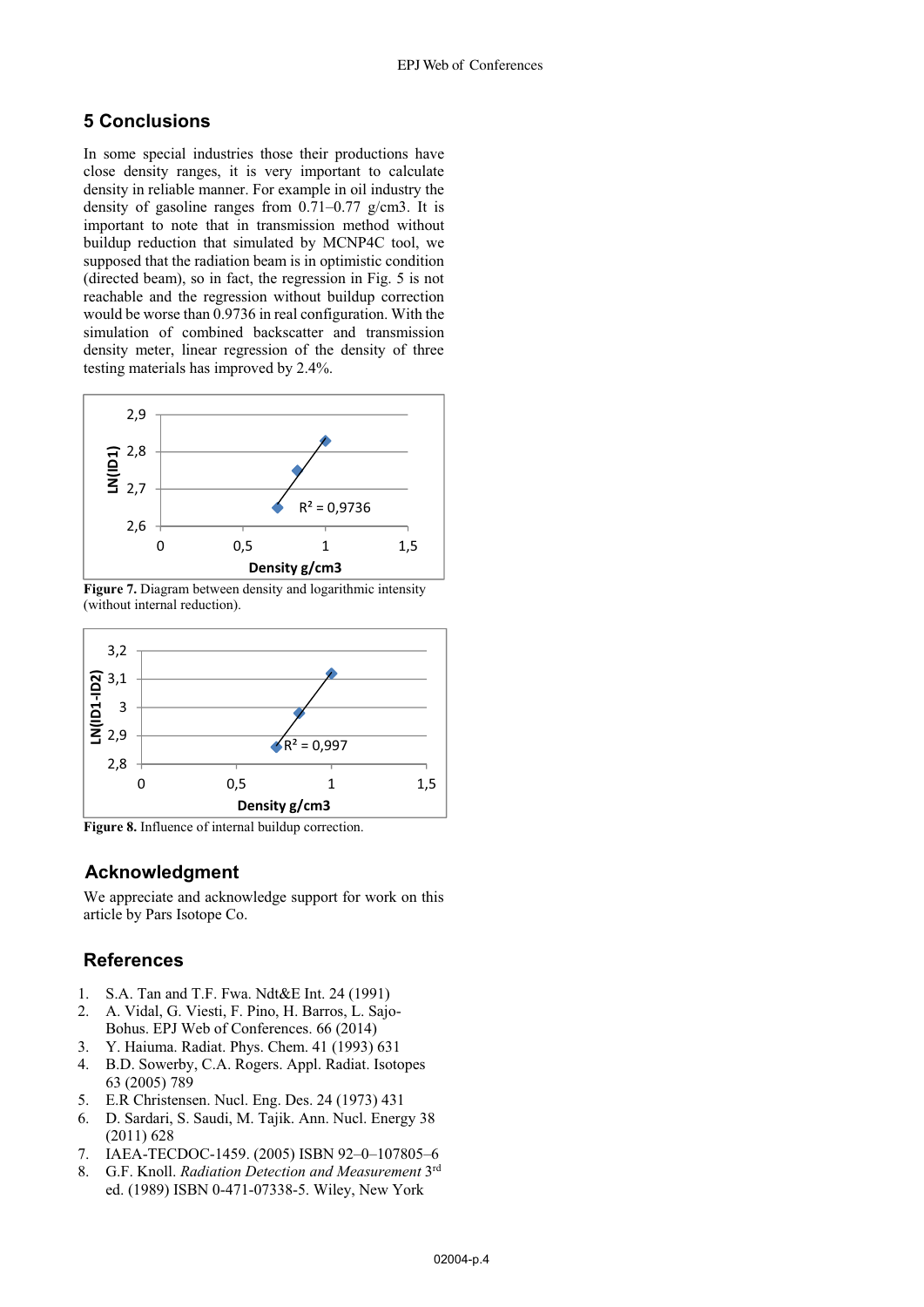## 5 Conclusions

In some special industries those their productions have close density ranges, it is very important to calculate density in reliable manner. For example in oil industry the density of gasoline ranges from 0.71–0.77 g/cm3. It is important to note that in transmission method without buildup reduction that simulated by MCNP4C tool, we supposed that the radiation beam is in optimistic condition (directed beam), so in fact, the regression in Fig. 5 is not reachable and the regression without buildup correction would be worse than 0.9736 in real configuration. With the simulation of combined backscatter and transmission density meter, linear regression of the density of three testing materials has improved by 2.4%.

LN(ID1)

2,9
2,8
2,7
2,6

0
0,5
1
1,5

$R^2$ = 0,9736

Density g/cm3

**Figure 7.** Diagram between density and logarithmic intensity (without internal reduction).

LN(ID1-ID2)

3,2
3,1
3
2,9
2,8

0
0,5
1
1,5

$R^2$ = 0,997

Density g/cm3

**Figure 8.** Influence of internal buildup correction.

## Acknowledgment

We appreciate and acknowledge support for work on this article by Pars Isotope Co.

## References

1. S.A. Tan and T.F. Fwa. Ndt&E Int. 24 (1991)
2. A. Vidal, G. Viesti, F. Pino, H. Barros, L. Sajo-Bohus. EPJ Web of Conferences. 66 (2014)
3. Y. Haiuma. Radiat. Phys. Chem. 41 (1993) 631
4. B.D. Sowerby, C.A. Rogers. Appl. Radiat. Isotopes 63 (2005) 789
5. E.R Christensen. Nucl. Eng. Des. 24 (1973) 431
6. D. Sardari, S. Saudi, M. Tajik. Ann. Nucl. Energy 38 (2011) 628
7. IAEA-TECDOC-1459. (2005) ISBN 92–0–107805–6
8. G.F. Knoll. *Radiation Detection and Measurement* 3rd ed. (1989) ISBN 0-471-07338-5. Wiley, New York